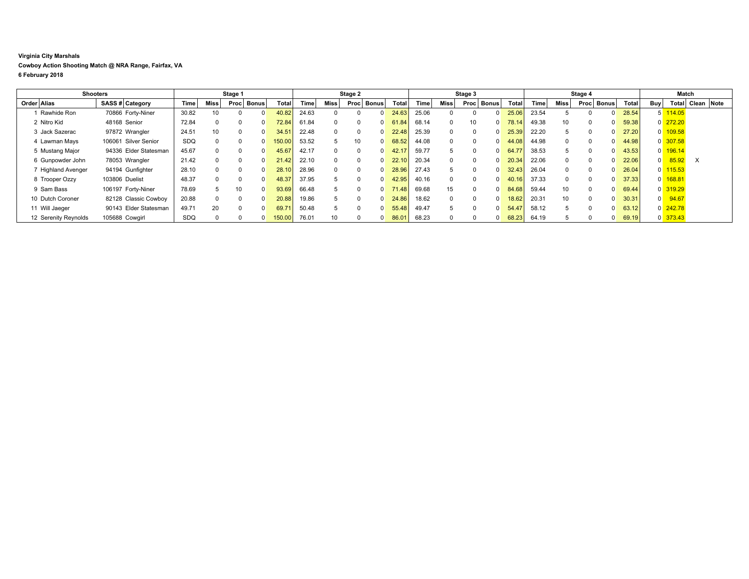**Virginia City Marshals**

**Cowboy Action Shooting Match @ NRA Range, Fairfax, VA**

**6 February 2018**

| Shooters | | | | Stage 1 | | | | | Stage 2 | | | | | Stage 3 | | | | | Stage 4 | | | | | Match | | | |
|---|---|---|---|---|---|---|---|---|---|---|---|---|---|---|---|---|---|---|---|---|---|---|---|---|---|---|---|
| Order | Alias | SASS # | Category | Time | Miss | Proc | Bonus | Total | Time | Miss | Proc | Bonus | Total | Time | Miss | Proc | Bonus | Total | Time | Miss | Proc | Bonus | Total | Buy | Total | Clean | Note |
| 1 | Rawhide Ron | 70866 | Forty-Niner | 30.82 | 10 | 0 | 0 | 40.82 | 24.63 | 0 | 0 | 0 | 24.63 | 25.06 | 0 | 0 | 0 | 25.06 | 23.54 | 5 | 0 | 0 | 28.54 | 5 | 114.05 | | |
| 2 | Nitro Kid | 48168 | Senior | 72.84 | 0 | 0 | 0 | 72.84 | 61.84 | 0 | 0 | 0 | 61.84 | 68.14 | 0 | 10 | 0 | 78.14 | 49.38 | 10 | 0 | 0 | 59.38 | 0 | 272.20 | | |
| 3 | Jack Sazerac | 97872 | Wrangler | 24.51 | 10 | 0 | 0 | 34.51 | 22.48 | 0 | 0 | 0 | 22.48 | 25.39 | 0 | 0 | 0 | 25.39 | 22.20 | 5 | 0 | 0 | 27.20 | 0 | 109.58 | | |
| 4 | Lawman Mays | 106061 | Silver Senior | SDQ | 0 | 0 | 0 | 150.00 | 53.52 | 5 | 10 | 0 | 68.52 | 44.08 | 0 | 0 | 0 | 44.08 | 44.98 | 0 | 0 | 0 | 44.98 | 0 | 307.58 | | |
| 5 | Mustang Major | 94336 | Elder Statesman | 45.67 | 0 | 0 | 0 | 45.67 | 42.17 | 0 | 0 | 0 | 42.17 | 59.77 | 5 | 0 | 0 | 64.77 | 38.53 | 5 | 0 | 0 | 43.53 | 0 | 196.14 | | |
| 6 | Gunpowder John | 78053 | Wrangler | 21.42 | 0 | 0 | 0 | 21.42 | 22.10 | 0 | 0 | 0 | 22.10 | 20.34 | 0 | 0 | 0 | 20.34 | 22.06 | 0 | 0 | 0 | 22.06 | 0 | 85.92 | X | |
| 7 | Highland Avenger | 94194 | Gunfighter | 28.10 | 0 | 0 | 0 | 28.10 | 28.96 | 0 | 0 | 0 | 28.96 | 27.43 | 5 | 0 | 0 | 32.43 | 26.04 | 0 | 0 | 0 | 26.04 | 0 | 115.53 | | |
| 8 | Trooper Ozzy | 103806 | Duelist | 48.37 | 0 | 0 | 0 | 48.37 | 37.95 | 5 | 0 | 0 | 42.95 | 40.16 | 0 | 0 | 0 | 40.16 | 37.33 | 0 | 0 | 0 | 37.33 | 0 | 168.81 | | |
| 9 | Sam Bass | 106197 | Forty-Niner | 78.69 | 5 | 10 | 0 | 93.69 | 66.48 | 5 | 0 | 0 | 71.48 | 69.68 | 15 | 0 | 0 | 84.68 | 59.44 | 10 | 0 | 0 | 69.44 | 0 | 319.29 | | |
| 10 | Dutch Coroner | 82128 | Classic Cowboy | 20.88 | 0 | 0 | 0 | 20.88 | 19.86 | 5 | 0 | 0 | 24.86 | 18.62 | 0 | 0 | 0 | 18.62 | 20.31 | 10 | 0 | 0 | 30.31 | 0 | 94.67 | | |
| 11 | Will Jaeger | 90143 | Elder Statesman | 49.71 | 20 | 0 | 0 | 69.71 | 50.48 | 5 | 0 | 0 | 55.48 | 49.47 | 5 | 0 | 0 | 54.47 | 58.12 | 5 | 0 | 0 | 63.12 | 0 | 242.78 | | |
| 12 | Serenity Reynolds | 105688 | Cowgirl | SDQ | 0 | 0 | 0 | 150.00 | 76.01 | 10 | 0 | 0 | 86.01 | 68.23 | 0 | 0 | 0 | 68.23 | 64.19 | 5 | 0 | 0 | 69.19 | 0 | 373.43 | | |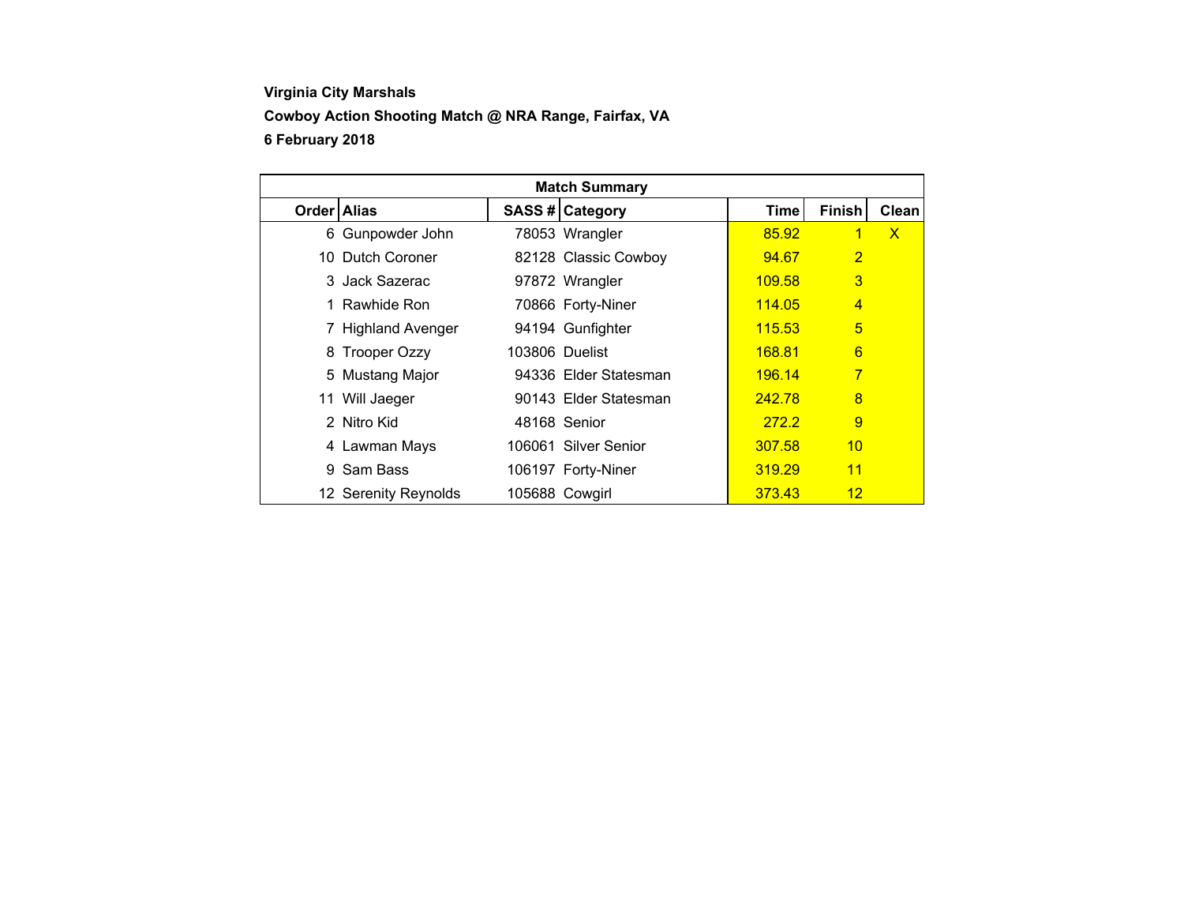**Virginia City Marshals**

**Cowboy Action Shooting Match @ NRA Range, Fairfax, VA**

**6 February 2018**

| Match Summary | | | | | | |
|---|---|---|---|---|---|---|
| **Order** | **Alias** | **SASS #** | **Category** | **Time** | **Finish** | **Clean** |
| 6 | Gunpowder John | 78053 | Wrangler | 85.92 | 1 | X |
| 10 | Dutch Coroner | 82128 | Classic Cowboy | 94.67 | 2 | |
| 3 | Jack Sazerac | 97872 | Wrangler | 109.58 | 3 | |
| 1 | Rawhide Ron | 70866 | Forty-Niner | 114.05 | 4 | |
| 7 | Highland Avenger | 94194 | Gunfighter | 115.53 | 5 | |
| 8 | Trooper Ozzy | 103806 | Duelist | 168.81 | 6 | |
| 5 | Mustang Major | 94336 | Elder Statesman | 196.14 | 7 | |
| 11 | Will Jaeger | 90143 | Elder Statesman | 242.78 | 8 | |
| 2 | Nitro Kid | 48168 | Senior | 272.2 | 9 | |
| 4 | Lawman Mays | 106061 | Silver Senior | 307.58 | 10 | |
| 9 | Sam Bass | 106197 | Forty-Niner | 319.29 | 11 | |
| 12 | Serenity Reynolds | 105688 | Cowgirl | 373.43 | 12 | |